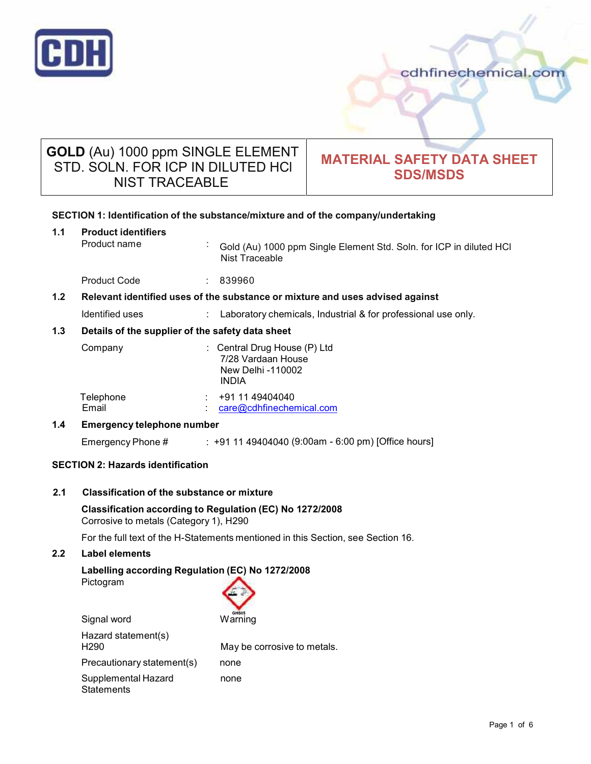# GOLD (Au) 1000 ppm SINGLE ELEMENT STD. SOLN. FOR ICP IN DILUTED HCl NIST TRACEABLE

## MATERIAL SAFETY DATA SHEET SDS/MSDS

### SECTION 1: Identification of the substance/mixture and of the company/undertaking

**1.1 Product identifiers**

Product name : Gold (Au) 1000 ppm Single Element Std. Soln. for ICP in diluted HCl Nist Traceable

Product Code : 839960

**1.2 Relevant identified uses of the substance or mixture and uses advised against**

Identified uses : Laboratory chemicals, Industrial & for professional use only.

**1.3 Details of the supplier of the safety data sheet**

Company : Central Drug House (P) Ltd
7/28 Vardaan House
New Delhi -110002
INDIA

Telephone : +91 11 49404040
Email : care@cdhfinechemical.com

**1.4 Emergency telephone number**

Emergency Phone # : +91 11 49404040 (9:00am - 6:00 pm) [Office hours]

### SECTION 2: Hazards identification

**2.1 Classification of the substance or mixture**

**Classification according to Regulation (EC) No 1272/2008**
Corrosive to metals (Category 1), H290

For the full text of the H-Statements mentioned in this Section, see Section 16.

**2.2 Label elements**

**Labelling according Regulation (EC) No 1272/2008**
Pictogram

GHS05

Signal word Warning

Hazard statement(s)
H290 May be corrosive to metals.

Precautionary statement(s) none

Supplemental Hazard Statements none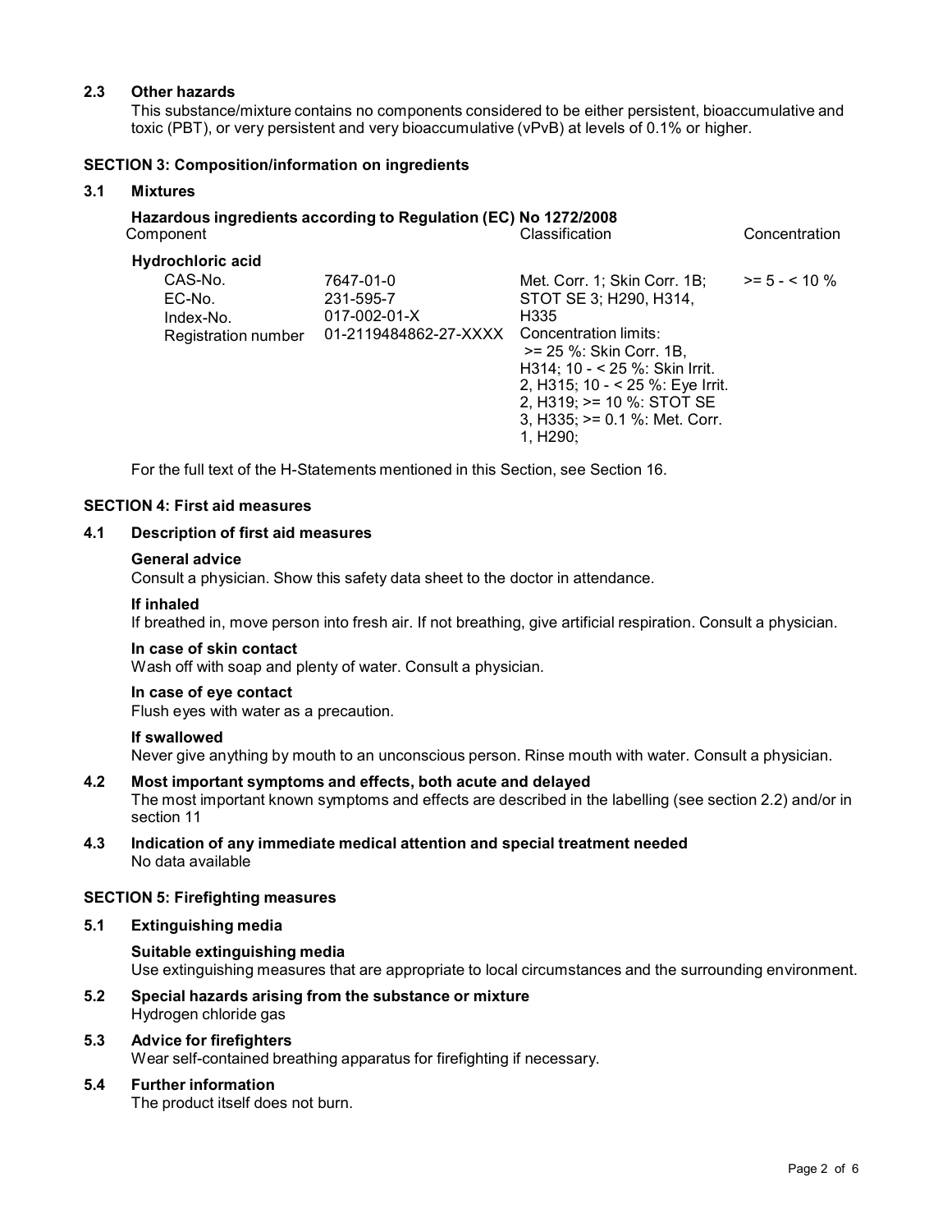### 2.3 Other hazards

This substance/mixture contains no components considered to be either persistent, bioaccumulative and toxic (PBT), or very persistent and very bioaccumulative (vPvB) at levels of 0.1% or higher.

## SECTION 3: Composition/information on ingredients

### 3.1 Mixtures

**Hazardous ingredients according to Regulation (EC) No 1272/2008**

| Component | | Classification | Concentration |
|---|---|---|---|
| **Hydrochloric acid** | | | |
| CAS-No.<br>EC-No.<br>Index-No.<br>Registration number | 7647-01-0<br>231-595-7<br>017-002-01-X<br>01-2119484862-27-XXXX | Met. Corr. 1; Skin Corr. 1B; STOT SE 3; H290, H314, H335<br>Concentration limits:<br>>= 25 %: Skin Corr. 1B, H314; 10 - < 25 %: Skin Irrit. 2, H315; 10 - < 25 %: Eye Irrit. 2, H319; >= 10 %: STOT SE 3, H335; >= 0.1 %: Met. Corr. 1, H290; | >= 5 - < 10 % |

For the full text of the H-Statements mentioned in this Section, see Section 16.

## SECTION 4: First aid measures

### 4.1 Description of first aid measures

**General advice**

Consult a physician. Show this safety data sheet to the doctor in attendance.

**If inhaled**

If breathed in, move person into fresh air. If not breathing, give artificial respiration. Consult a physician.

**In case of skin contact**

Wash off with soap and plenty of water. Consult a physician.

**In case of eye contact**

Flush eyes with water as a precaution.

**If swallowed**

Never give anything by mouth to an unconscious person. Rinse mouth with water. Consult a physician.

### 4.2 Most important symptoms and effects, both acute and delayed

The most important known symptoms and effects are described in the labelling (see section 2.2) and/or in section 11

### 4.3 Indication of any immediate medical attention and special treatment needed

No data available

## SECTION 5: Firefighting measures

### 5.1 Extinguishing media

**Suitable extinguishing media**

Use extinguishing measures that are appropriate to local circumstances and the surrounding environment.

### 5.2 Special hazards arising from the substance or mixture

Hydrogen chloride gas

### 5.3 Advice for firefighters

Wear self-contained breathing apparatus for firefighting if necessary.

### 5.4 Further information

The product itself does not burn.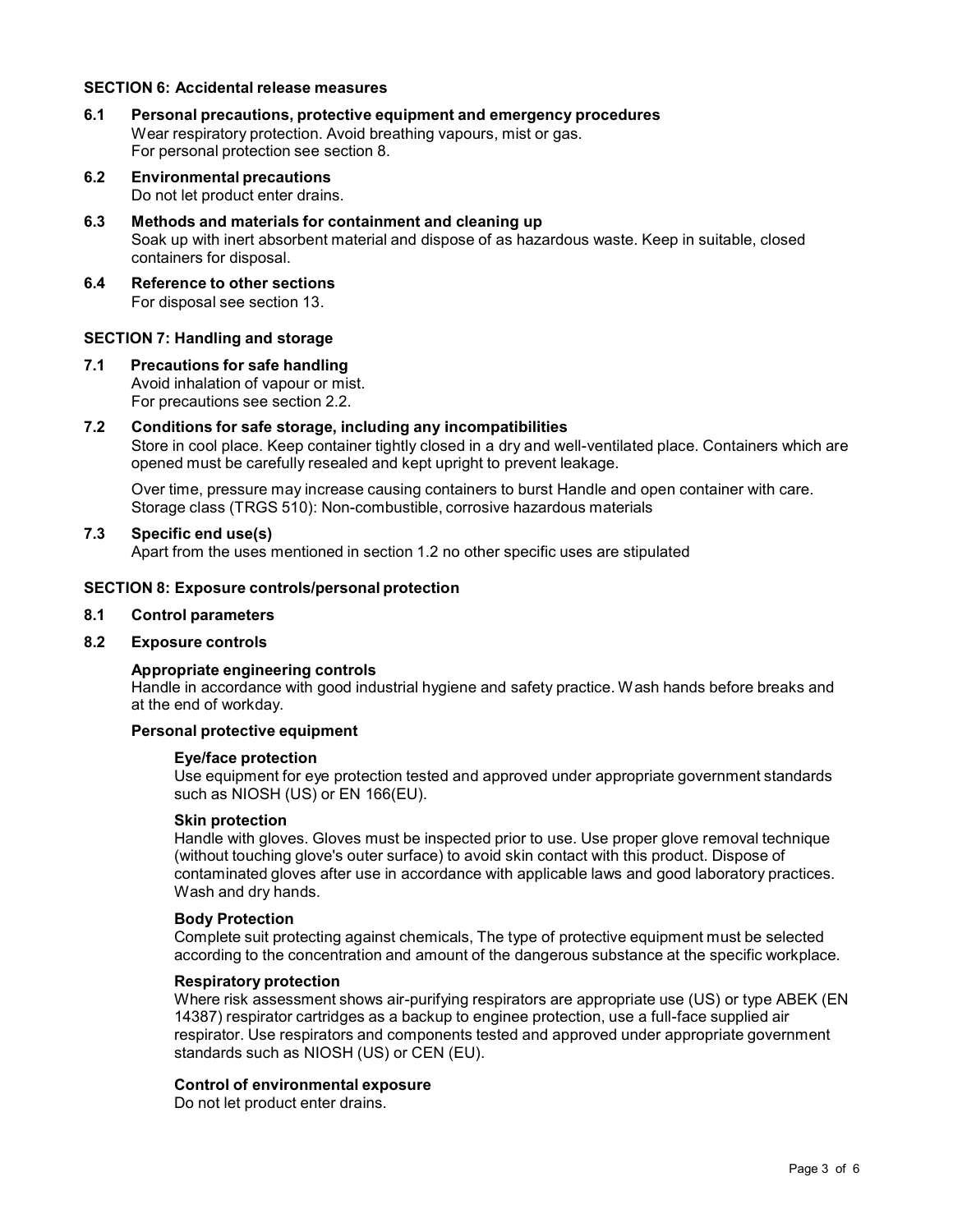## SECTION 6: Accidental release measures

### 6.1 Personal precautions, protective equipment and emergency procedures

Wear respiratory protection. Avoid breathing vapours, mist or gas.
For personal protection see section 8.

### 6.2 Environmental precautions

Do not let product enter drains.

### 6.3 Methods and materials for containment and cleaning up

Soak up with inert absorbent material and dispose of as hazardous waste. Keep in suitable, closed containers for disposal.

### 6.4 Reference to other sections

For disposal see section 13.

## SECTION 7: Handling and storage

### 7.1 Precautions for safe handling

Avoid inhalation of vapour or mist.
For precautions see section 2.2.

### 7.2 Conditions for safe storage, including any incompatibilities

Store in cool place. Keep container tightly closed in a dry and well-ventilated place. Containers which are opened must be carefully resealed and kept upright to prevent leakage.

Over time, pressure may increase causing containers to burst Handle and open container with care.
Storage class (TRGS 510): Non-combustible, corrosive hazardous materials

### 7.3 Specific end use(s)

Apart from the uses mentioned in section 1.2 no other specific uses are stipulated

## SECTION 8: Exposure controls/personal protection

### 8.1 Control parameters

### 8.2 Exposure controls

**Appropriate engineering controls**

Handle in accordance with good industrial hygiene and safety practice. Wash hands before breaks and at the end of workday.

**Personal protective equipment**

**Eye/face protection**

Use equipment for eye protection tested and approved under appropriate government standards such as NIOSH (US) or EN 166(EU).

**Skin protection**

Handle with gloves. Gloves must be inspected prior to use. Use proper glove removal technique (without touching glove's outer surface) to avoid skin contact with this product. Dispose of contaminated gloves after use in accordance with applicable laws and good laboratory practices. Wash and dry hands.

**Body Protection**

Complete suit protecting against chemicals, The type of protective equipment must be selected according to the concentration and amount of the dangerous substance at the specific workplace.

**Respiratory protection**

Where risk assessment shows air-purifying respirators are appropriate use (US) or type ABEK (EN 14387) respirator cartridges as a backup to enginee protection, use a full-face supplied air respirator. Use respirators and components tested and approved under appropriate government standards such as NIOSH (US) or CEN (EU).

**Control of environmental exposure**

Do not let product enter drains.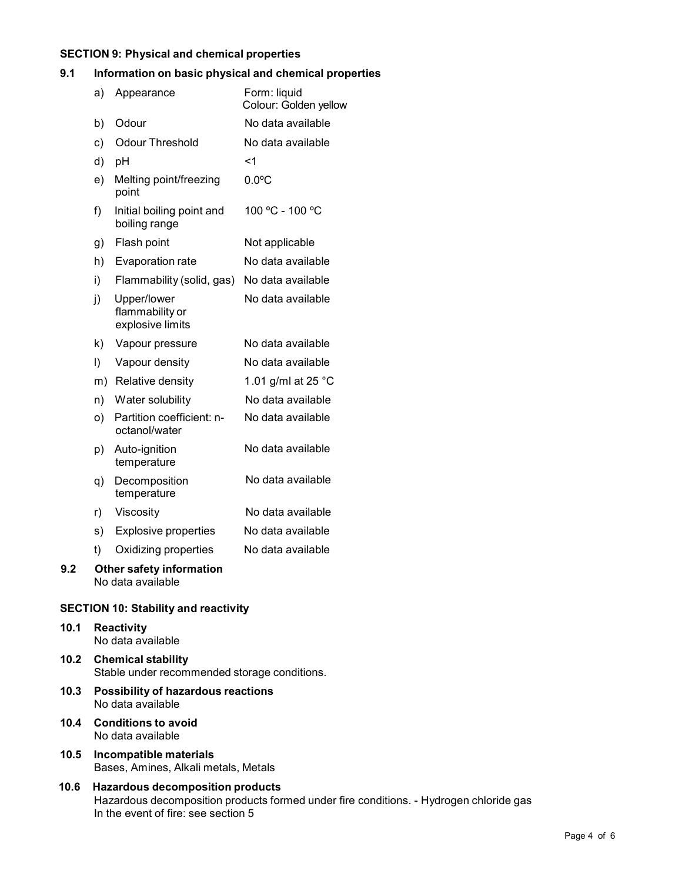## SECTION 9: Physical and chemical properties

### 9.1 Information on basic physical and chemical properties

| | | |
|---|---|---|
| a) | Appearance | Form: liquid<br>Colour: Golden yellow |
| b) | Odour | No data available |
| c) | Odour Threshold | No data available |
| d) | pH | <1 |
| e) | Melting point/freezing point | 0.0ºC |
| f) | Initial boiling point and boiling range | 100 ºC - 100 ºC |
| g) | Flash point | Not applicable |
| h) | Evaporation rate | No data available |
| i) | Flammability (solid, gas) | No data available |
| j) | Upper/lower flammability or explosive limits | No data available |
| k) | Vapour pressure | No data available |
| l) | Vapour density | No data available |
| m) | Relative density | 1.01 g/ml at 25 °C |
| n) | Water solubility | No data available |
| o) | Partition coefficient: n-octanol/water | No data available |
| p) | Auto-ignition temperature | No data available |
| q) | Decomposition temperature | No data available |
| r) | Viscosity | No data available |
| s) | Explosive properties | No data available |
| t) | Oxidizing properties | No data available |

### 9.2 Other safety information

No data available

## SECTION 10: Stability and reactivity

### 10.1 Reactivity

No data available

### 10.2 Chemical stability

Stable under recommended storage conditions.

### 10.3 Possibility of hazardous reactions

No data available

### 10.4 Conditions to avoid

No data available

### 10.5 Incompatible materials

Bases, Amines, Alkali metals, Metals

### 10.6 Hazardous decomposition products

Hazardous decomposition products formed under fire conditions. - Hydrogen chloride gas
In the event of fire: see section 5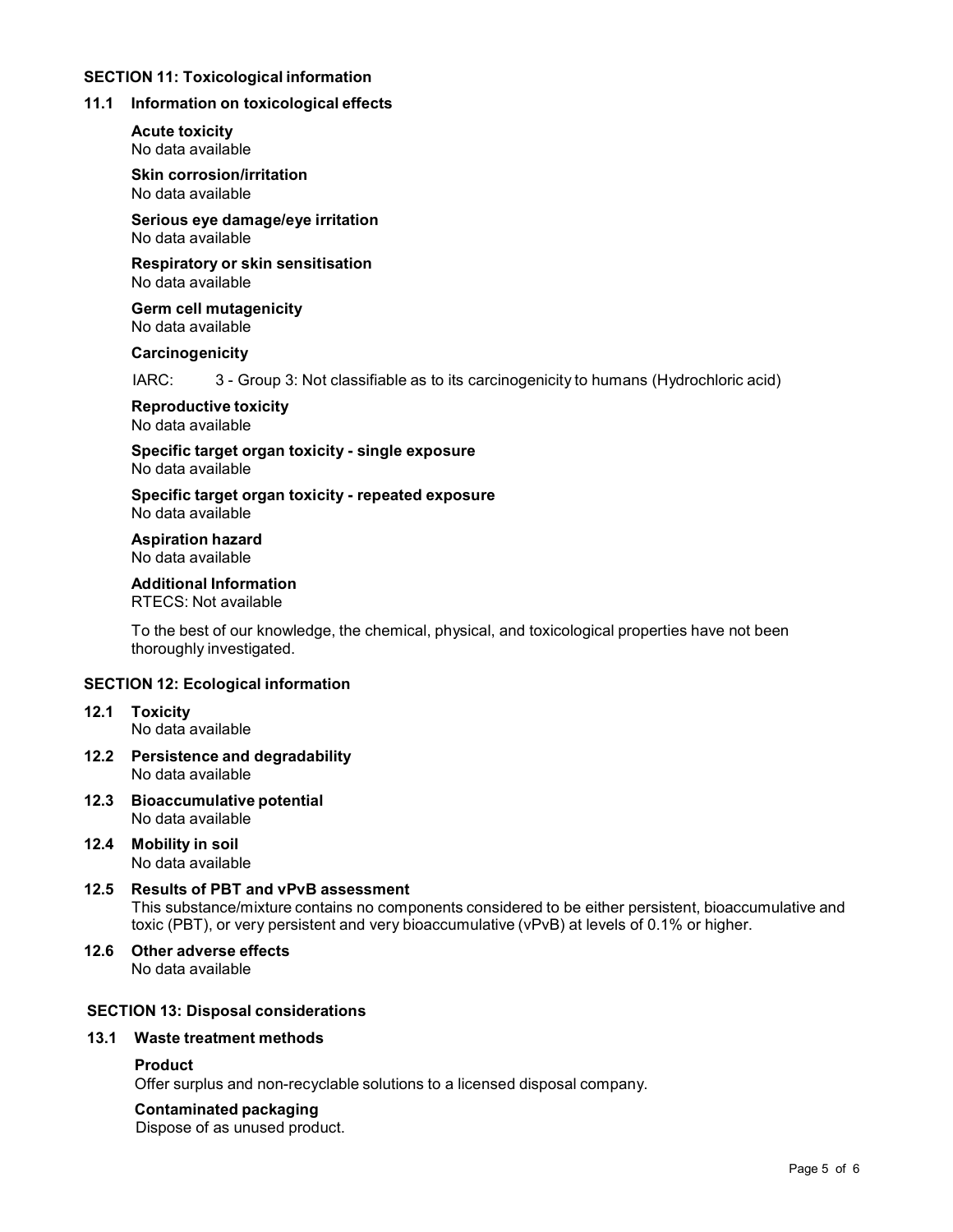## SECTION 11: Toxicological information

### 11.1 Information on toxicological effects

**Acute toxicity**
No data available

**Skin corrosion/irritation**
No data available

**Serious eye damage/eye irritation**
No data available

**Respiratory or skin sensitisation**
No data available

**Germ cell mutagenicity**
No data available

**Carcinogenicity**

IARC: 3 - Group 3: Not classifiable as to its carcinogenicity to humans (Hydrochloric acid)

**Reproductive toxicity**
No data available

**Specific target organ toxicity - single exposure**
No data available

**Specific target organ toxicity - repeated exposure**
No data available

**Aspiration hazard**
No data available

**Additional Information**
RTECS: Not available

To the best of our knowledge, the chemical, physical, and toxicological properties have not been thoroughly investigated.

## SECTION 12: Ecological information

### 12.1 Toxicity
No data available

### 12.2 Persistence and degradability
No data available

### 12.3 Bioaccumulative potential
No data available

### 12.4 Mobility in soil
No data available

### 12.5 Results of PBT and vPvB assessment
This substance/mixture contains no components considered to be either persistent, bioaccumulative and toxic (PBT), or very persistent and very bioaccumulative (vPvB) at levels of 0.1% or higher.

### 12.6 Other adverse effects
No data available

## SECTION 13: Disposal considerations

### 13.1 Waste treatment methods

**Product**
Offer surplus and non-recyclable solutions to a licensed disposal company.

**Contaminated packaging**
Dispose of as unused product.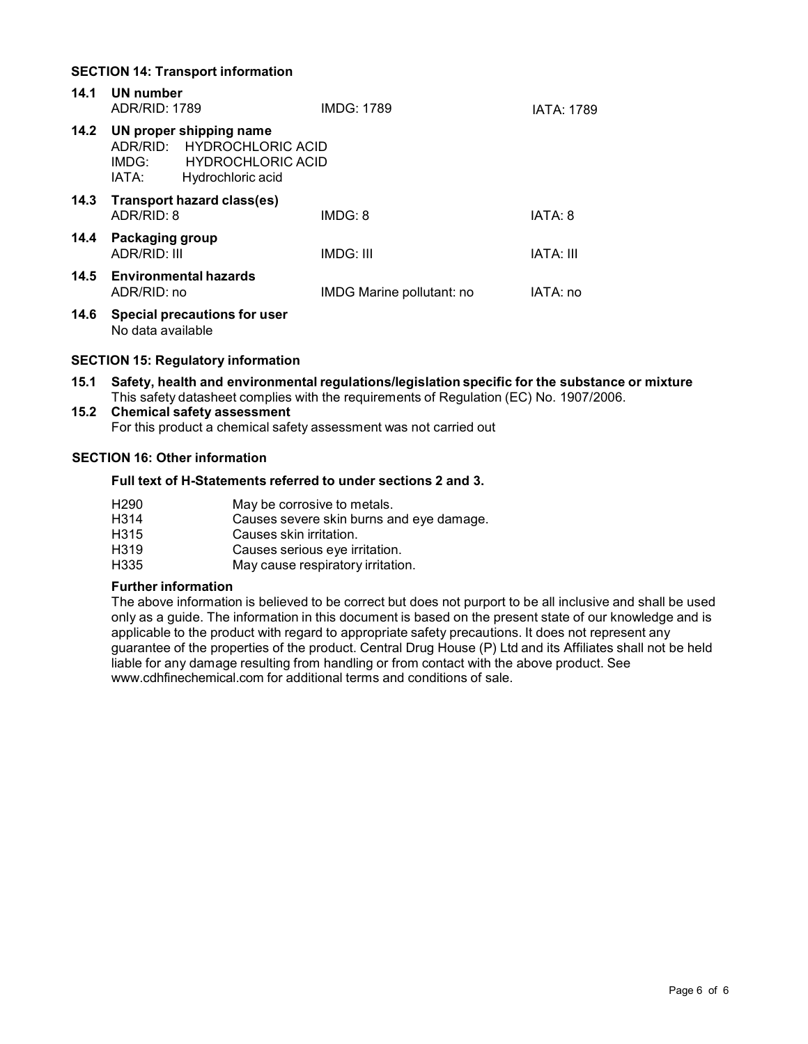### SECTION 14: Transport information

**14.1 UN number**

| | | |
|---|---|---|
| ADR/RID: 1789 | IMDG: 1789 | IATA: 1789 |

**14.2 UN proper shipping name**

ADR/RID: HYDROCHLORIC ACID
IMDG: HYDROCHLORIC ACID
IATA: Hydrochloric acid

**14.3 Transport hazard class(es)**

| | | |
|---|---|---|
| ADR/RID: 8 | IMDG: 8 | IATA: 8 |

**14.4 Packaging group**

| | | |
|---|---|---|
| ADR/RID: III | IMDG: III | IATA: III |

**14.5 Environmental hazards**

| | | |
|---|---|---|
| ADR/RID: no | IMDG Marine pollutant: no | IATA: no |

**14.6 Special precautions for user**

No data available

### SECTION 15: Regulatory information

**15.1 Safety, health and environmental regulations/legislation specific for the substance or mixture**

This safety datasheet complies with the requirements of Regulation (EC) No. 1907/2006.

**15.2 Chemical safety assessment**

For this product a chemical safety assessment was not carried out

### SECTION 16: Other information

**Full text of H-Statements referred to under sections 2 and 3.**

| | |
|---|---|
| H290 | May be corrosive to metals. |
| H314 | Causes severe skin burns and eye damage. |
| H315 | Causes skin irritation. |
| H319 | Causes serious eye irritation. |
| H335 | May cause respiratory irritation. |

**Further information**

The above information is believed to be correct but does not purport to be all inclusive and shall be used only as a guide. The information in this document is based on the present state of our knowledge and is applicable to the product with regard to appropriate safety precautions. It does not represent any guarantee of the properties of the product. Central Drug House (P) Ltd and its Affiliates shall not be held liable for any damage resulting from handling or from contact with the above product. See www.cdhfinechemical.com for additional terms and conditions of sale.